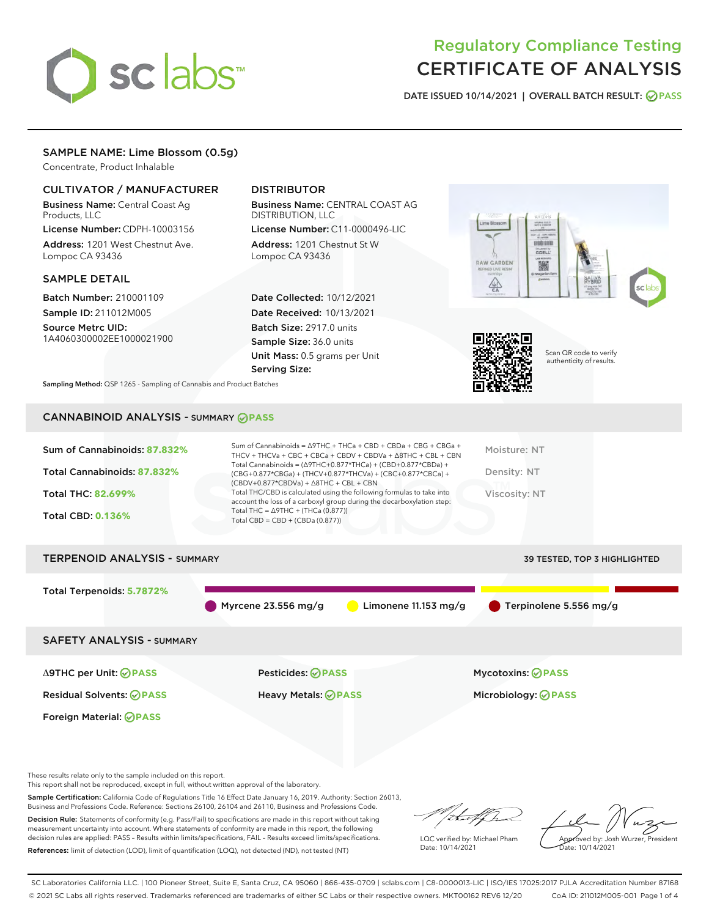# Regulatory Compliance Testing
# CERTIFICATE OF ANALYSIS

DATE ISSUED 10/14/2021 | OVERALL BATCH RESULT: PASS

## SAMPLE NAME: Lime Blossom (0.5g)

Concentrate, Product Inhalable

### CULTIVATOR / MANUFACTURER

**Business Name:** Central Coast Ag Products, LLC

**License Number:** CDPH-10003156

**Address:** 1201 West Chestnut Ave. Lompoc CA 93436

### DISTRIBUTOR

**Business Name:** CENTRAL COAST AG DISTRIBUTION, LLC

**License Number:** C11-0000496-LIC

**Address:** 1201 Chestnut St W Lompoc CA 93436

### SAMPLE DETAIL

**Batch Number:** 210001109

**Sample ID:** 211012M005

**Source Metrc UID:** 1A4060300002EE1000021900

**Date Collected:** 10/12/2021

**Date Received:** 10/13/2021

**Batch Size:** 2917.0 units

**Sample Size:** 36.0 units

**Unit Mass:** 0.5 grams per Unit

**Serving Size:**

**Sampling Method:** QSP 1265 - Sampling of Cannabis and Product Batches

Scan QR code to verify authenticity of results.

## CANNABINOID ANALYSIS - SUMMARY PASS

**Sum of Cannabinoids: 87.832%**

**Total Cannabinoids: 87.832%**

**Total THC: 82.699%**

**Total CBD: 0.136%**

Sum of Cannabinoids = Δ9THC + THCa + CBD + CBDa + CBG + CBGa + THCV + THCVa + CBC + CBCa + CBDV + CBDVa + Δ8THC + CBL + CBN

Total Cannabinoids = (Δ9THC+0.877*THCa) + (CBD+0.877*CBDa) + (CBG+0.877*CBGa) + (THCV+0.877*THCVa) + (CBC+0.877*CBCa) + (CBDV+0.877*CBDVa) + Δ8THC + CBL + CBN

Total THC/CBD is calculated using the following formulas to take into account the loss of a carboxyl group during the decarboxylation step:

Total THC = Δ9THC + (THCa (0.877))

Total CBD = CBD + (CBDa (0.877))

Moisture: NT

Density: NT

Viscosity: NT

## TERPENOID ANALYSIS - SUMMARY

39 TESTED, TOP 3 HIGHLIGHTED

**Total Terpenoids: 5.7872%**

Myrcene 23.556 mg/g | Limonene 11.153 mg/g | Terpinolene 5.556 mg/g

## SAFETY ANALYSIS - SUMMARY

| | | |
|---|---|---|
| Δ9THC per Unit: PASS | Pesticides: PASS | Mycotoxins: PASS |
| Residual Solvents: PASS | Heavy Metals: PASS | Microbiology: PASS |
| Foreign Material: PASS | | |

These results relate only to the sample included on this report.
This report shall not be reproduced, except in full, without written approval of the laboratory.

**Sample Certification:** California Code of Regulations Title 16 Effect Date January 16, 2019. Authority: Section 26013, Business and Professions Code. Reference: Sections 26100, 26104 and 26110, Business and Professions Code.

**Decision Rule:** Statements of conformity (e.g. Pass/Fail) to specifications are made in this report without taking measurement uncertainty into account. Where statements of conformity are made in this report, the following decision rules are applied: PASS – Results within limits/specifications, FAIL – Results exceed limits/specifications.

**References:** limit of detection (LOD), limit of quantification (LOQ), not detected (ND), not tested (NT)

LQC verified by: Michael Pham
Date: 10/14/2021

Approved by: Josh Wurzer, President
Date: 10/14/2021

SC Laboratories California LLC. | 100 Pioneer Street, Suite E, Santa Cruz, CA 95060 | 866-435-0709 | sclabs.com | C8-0000013-LIC | ISO/IES 17025:2017 PJLA Accreditation Number 87168
© 2021 SC Labs all rights reserved. Trademarks referenced are trademarks of either SC Labs or their respective owners. MKT00162 REV6 12/20 CoA ID: 211012M005-001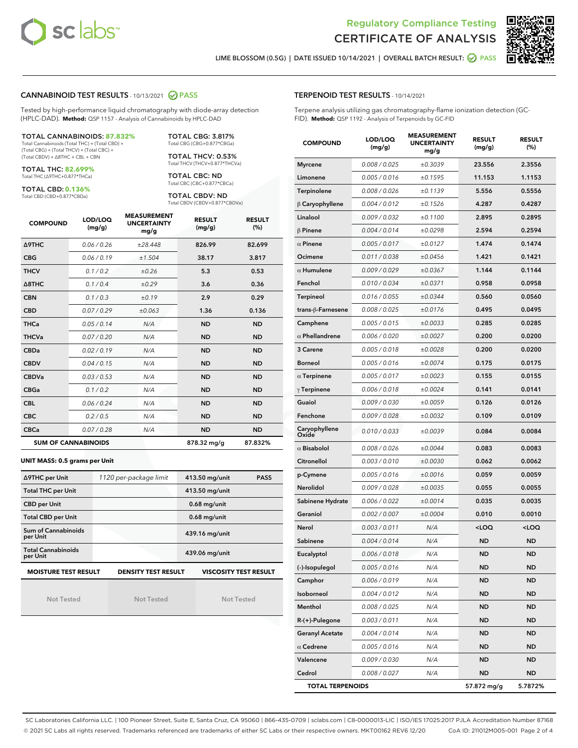# Regulatory Compliance Testing
# CERTIFICATE OF ANALYSIS

LIME BLOSSOM (0.5G) | DATE ISSUED 10/14/2021 | OVERALL BATCH RESULT: PASS

## CANNABINOID TEST RESULTS - 10/13/2021 PASS

Tested by high-performance liquid chromatography with diode-array detection (HPLC-DAD). **Method:** QSP 1157 - Analysis of Cannabinoids by HPLC-DAD

**TOTAL CANNABINOIDS: 87.832%**
Total Cannabinoids (Total THC) + (Total CBD) + (Total CBG) + (Total THCV) + (Total CBC) + (Total CBDV) + Δ8THC + CBL + CBN

**TOTAL THC: 82.699%**
Total THC (Δ9THC+0.877*THCa)

**TOTAL CBD: 0.136%**
Total CBD (CBD+0.877*CBDa)

**TOTAL CBG: 3.817%**
Total CBG (CBG+0.877*CBGa)

**TOTAL THCV: 0.53%**
Total THCV (THCV+0.877*THCVa)

**TOTAL CBC: ND**
Total CBC (CBC+0.877*CBCa)

**TOTAL CBDV: ND**
Total CBDV (CBDV+0.877*CBDVa)

| COMPOUND | LOD/LOQ (mg/g) | MEASUREMENT UNCERTAINTY mg/g | RESULT (mg/g) | RESULT (%) |
|---|---|---|---|---|
| Δ9THC | 0.06 / 0.26 | ±28.448 | 826.99 | 82.699 |
| CBG | 0.06 / 0.19 | ±1.504 | 38.17 | 3.817 |
| THCV | 0.1 / 0.2 | ±0.26 | 5.3 | 0.53 |
| Δ8THC | 0.1 / 0.4 | ±0.29 | 3.6 | 0.36 |
| CBN | 0.1 / 0.3 | ±0.19 | 2.9 | 0.29 |
| CBD | 0.07 / 0.29 | ±0.063 | 1.36 | 0.136 |
| THCa | 0.05 / 0.14 | N/A | ND | ND |
| THCVa | 0.07 / 0.20 | N/A | ND | ND |
| CBDa | 0.02 / 0.19 | N/A | ND | ND |
| CBDV | 0.04 / 0.15 | N/A | ND | ND |
| CBDVa | 0.03 / 0.53 | N/A | ND | ND |
| CBGa | 0.1 / 0.2 | N/A | ND | ND |
| CBL | 0.06 / 0.24 | N/A | ND | ND |
| CBC | 0.2 / 0.5 | N/A | ND | ND |
| CBCa | 0.07 / 0.28 | N/A | ND | ND |
| **SUM OF CANNABINOIDS** | | | 878.32 mg/g | 87.832% |

### UNIT MASS: 0.5 grams per Unit

| | | | |
|---|---|---|---|
| Δ9THC per Unit | 1120 per-package limit | 413.50 mg/unit | PASS |
| Total THC per Unit | | 413.50 mg/unit | |
| CBD per Unit | | 0.68 mg/unit | |
| Total CBD per Unit | | 0.68 mg/unit | |
| Sum of Cannabinoids per Unit | | 439.16 mg/unit | |
| Total Cannabinoids per Unit | | 439.06 mg/unit | |

| MOISTURE TEST RESULT | DENSITY TEST RESULT | VISCOSITY TEST RESULT |
|---|---|---|
| Not Tested | Not Tested | Not Tested |

## TERPENOID TEST RESULTS - 10/14/2021

Terpene analysis utilizing gas chromatography-flame ionization detection (GC-FID). **Method:** QSP 1192 - Analysis of Terpenoids by GC-FID

| COMPOUND | LOD/LOQ (mg/g) | MEASUREMENT UNCERTAINTY mg/g | RESULT (mg/g) | RESULT (%) |
|---|---|---|---|---|
| Myrcene | 0.008 / 0.025 | ±0.3039 | 23.556 | 2.3556 |
| Limonene | 0.005 / 0.016 | ±0.1595 | 11.153 | 1.1153 |
| Terpinolene | 0.008 / 0.026 | ±0.1139 | 5.556 | 0.5556 |
| β Caryophyllene | 0.004 / 0.012 | ±0.1526 | 4.287 | 0.4287 |
| Linalool | 0.009 / 0.032 | ±0.1100 | 2.895 | 0.2895 |
| β Pinene | 0.004 / 0.014 | ±0.0298 | 2.594 | 0.2594 |
| α Pinene | 0.005 / 0.017 | ±0.0127 | 1.474 | 0.1474 |
| Ocimene | 0.011 / 0.038 | ±0.0456 | 1.421 | 0.1421 |
| α Humulene | 0.009 / 0.029 | ±0.0367 | 1.144 | 0.1144 |
| Fenchol | 0.010 / 0.034 | ±0.0371 | 0.958 | 0.0958 |
| Terpineol | 0.016 / 0.055 | ±0.0344 | 0.560 | 0.0560 |
| trans-β-Farnesene | 0.008 / 0.025 | ±0.0176 | 0.495 | 0.0495 |
| Camphene | 0.005 / 0.015 | ±0.0033 | 0.285 | 0.0285 |
| α Phellandrene | 0.006 / 0.020 | ±0.0027 | 0.200 | 0.0200 |
| 3 Carene | 0.005 / 0.018 | ±0.0028 | 0.200 | 0.0200 |
| Borneol | 0.005 / 0.016 | ±0.0074 | 0.175 | 0.0175 |
| α Terpinene | 0.005 / 0.017 | ±0.0023 | 0.155 | 0.0155 |
| γ Terpinene | 0.006 / 0.018 | ±0.0024 | 0.141 | 0.0141 |
| Guaiol | 0.009 / 0.030 | ±0.0059 | 0.126 | 0.0126 |
| Fenchone | 0.009 / 0.028 | ±0.0032 | 0.109 | 0.0109 |
| Caryophyllene Oxide | 0.010 / 0.033 | ±0.0039 | 0.084 | 0.0084 |
| α Bisabolol | 0.008 / 0.026 | ±0.0044 | 0.083 | 0.0083 |
| Citronellol | 0.003 / 0.010 | ±0.0030 | 0.062 | 0.0062 |
| p-Cymene | 0.005 / 0.016 | ±0.0016 | 0.059 | 0.0059 |
| Nerolidol | 0.009 / 0.028 | ±0.0035 | 0.055 | 0.0055 |
| Sabinene Hydrate | 0.006 / 0.022 | ±0.0014 | 0.035 | 0.0035 |
| Geraniol | 0.002 / 0.007 | ±0.0004 | 0.010 | 0.0010 |
| Nerol | 0.003 / 0.011 | N/A | <LOQ | <LOQ |
| Sabinene | 0.004 / 0.014 | N/A | ND | ND |
| Eucalyptol | 0.006 / 0.018 | N/A | ND | ND |
| (-)-Isopulegol | 0.005 / 0.016 | N/A | ND | ND |
| Camphor | 0.006 / 0.019 | N/A | ND | ND |
| Isoborneol | 0.004 / 0.012 | N/A | ND | ND |
| Menthol | 0.008 / 0.025 | N/A | ND | ND |
| R-(+)-Pulegone | 0.003 / 0.011 | N/A | ND | ND |
| Geranyl Acetate | 0.004 / 0.014 | N/A | ND | ND |
| α Cedrene | 0.005 / 0.016 | N/A | ND | ND |
| Valencene | 0.009 / 0.030 | N/A | ND | ND |
| Cedrol | 0.008 / 0.027 | N/A | ND | ND |
| **TOTAL TERPENOIDS** | | | 57.872 mg/g | 5.7872% |

SC Laboratories California LLC. | 100 Pioneer Street, Suite E, Santa Cruz, CA 95060 | 866-435-0709 | sclabs.com | C8-0000013-LIC | ISO/IES 17025:2017 PJLA Accreditation Number 87168
© 2021 SC Labs all rights reserved. Trademarks referenced are trademarks of either SC Labs or their respective owners. MKT00162 REV6 12/20 CoA ID: 211012M005-001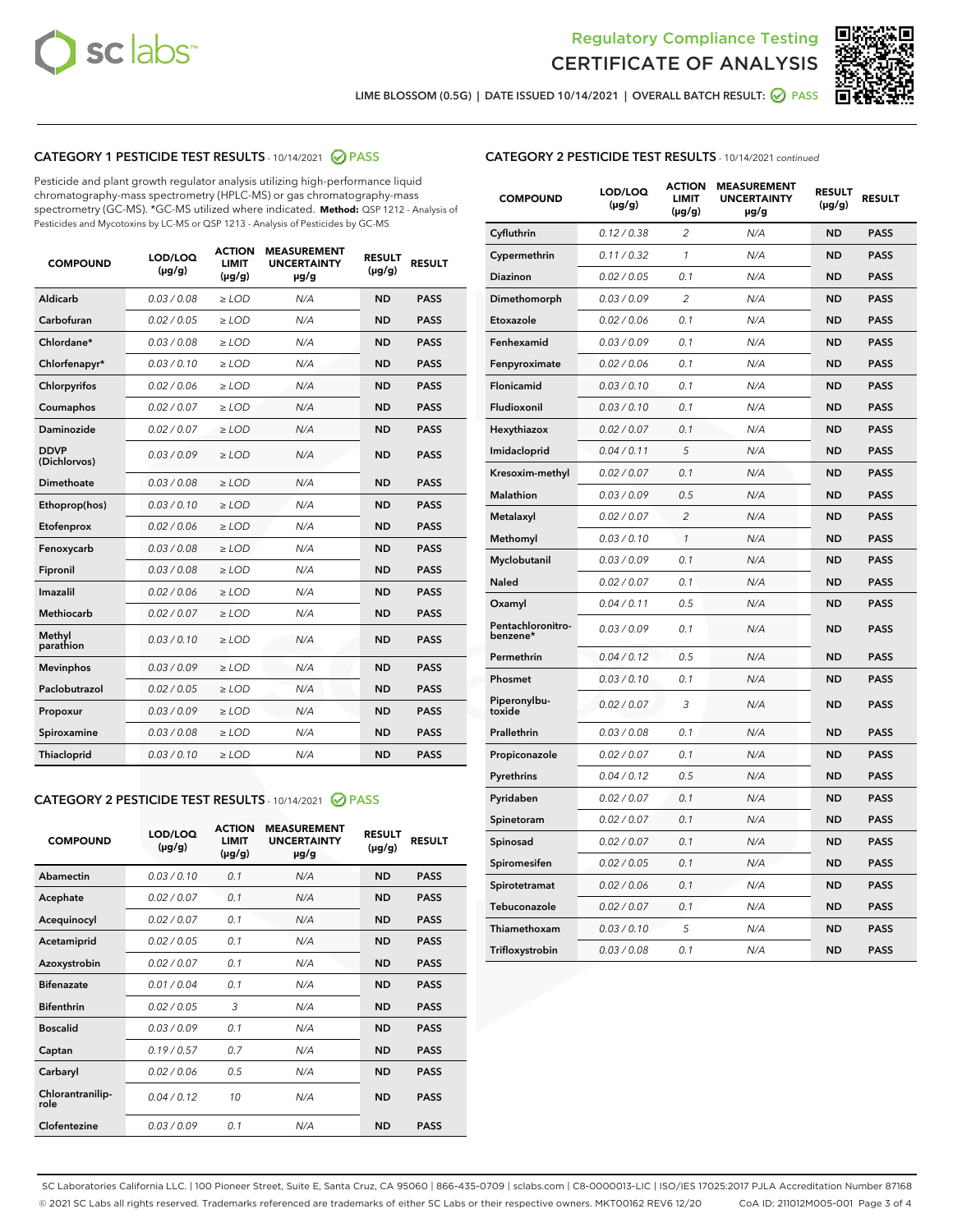Regulatory Compliance Testing
# CERTIFICATE OF ANALYSIS

LIME BLOSSOM (0.5G) | DATE ISSUED 10/14/2021 | OVERALL BATCH RESULT: PASS

## CATEGORY 1 PESTICIDE TEST RESULTS - 10/14/2021 PASS

Pesticide and plant growth regulator analysis utilizing high-performance liquid chromatography-mass spectrometry (HPLC-MS) or gas chromatography-mass spectrometry (GC-MS). *GC-MS utilized where indicated. **Method:** QSP 1212 - Analysis of Pesticides and Mycotoxins by LC-MS or QSP 1213 - Analysis of Pesticides by GC-MS

| COMPOUND | LOD/LOQ (µg/g) | ACTION LIMIT (µg/g) | MEASUREMENT UNCERTAINTY µg/g | RESULT (µg/g) | RESULT |
|---|---|---|---|---|---|
| Aldicarb | 0.03 / 0.08 | ≥ LOD | N/A | ND | PASS |
| Carbofuran | 0.02 / 0.05 | ≥ LOD | N/A | ND | PASS |
| Chlordane* | 0.03 / 0.08 | ≥ LOD | N/A | ND | PASS |
| Chlorfenapyr* | 0.03 / 0.10 | ≥ LOD | N/A | ND | PASS |
| Chlorpyrifos | 0.02 / 0.06 | ≥ LOD | N/A | ND | PASS |
| Coumaphos | 0.02 / 0.07 | ≥ LOD | N/A | ND | PASS |
| Daminozide | 0.02 / 0.07 | ≥ LOD | N/A | ND | PASS |
| DDVP (Dichlorvos) | 0.03 / 0.09 | ≥ LOD | N/A | ND | PASS |
| Dimethoate | 0.03 / 0.08 | ≥ LOD | N/A | ND | PASS |
| Ethoprop(hos) | 0.03 / 0.10 | ≥ LOD | N/A | ND | PASS |
| Etofenprox | 0.02 / 0.06 | ≥ LOD | N/A | ND | PASS |
| Fenoxycarb | 0.03 / 0.08 | ≥ LOD | N/A | ND | PASS |
| Fipronil | 0.03 / 0.08 | ≥ LOD | N/A | ND | PASS |
| Imazalil | 0.02 / 0.06 | ≥ LOD | N/A | ND | PASS |
| Methiocarb | 0.02 / 0.07 | ≥ LOD | N/A | ND | PASS |
| Methyl parathion | 0.03 / 0.10 | ≥ LOD | N/A | ND | PASS |
| Mevinphos | 0.03 / 0.09 | ≥ LOD | N/A | ND | PASS |
| Paclobutrazol | 0.02 / 0.05 | ≥ LOD | N/A | ND | PASS |
| Propoxur | 0.03 / 0.09 | ≥ LOD | N/A | ND | PASS |
| Spiroxamine | 0.03 / 0.08 | ≥ LOD | N/A | ND | PASS |
| Thiacloprid | 0.03 / 0.10 | ≥ LOD | N/A | ND | PASS |

## CATEGORY 2 PESTICIDE TEST RESULTS - 10/14/2021 PASS

| COMPOUND | LOD/LOQ (µg/g) | ACTION LIMIT (µg/g) | MEASUREMENT UNCERTAINTY µg/g | RESULT (µg/g) | RESULT |
|---|---|---|---|---|---|
| Abamectin | 0.03 / 0.10 | 0.1 | N/A | ND | PASS |
| Acephate | 0.02 / 0.07 | 0.1 | N/A | ND | PASS |
| Acequinocyl | 0.02 / 0.07 | 0.1 | N/A | ND | PASS |
| Acetamiprid | 0.02 / 0.05 | 0.1 | N/A | ND | PASS |
| Azoxystrobin | 0.02 / 0.07 | 0.1 | N/A | ND | PASS |
| Bifenazate | 0.01 / 0.04 | 0.1 | N/A | ND | PASS |
| Bifenthrin | 0.02 / 0.05 | 3 | N/A | ND | PASS |
| Boscalid | 0.03 / 0.09 | 0.1 | N/A | ND | PASS |
| Captan | 0.19 / 0.57 | 0.7 | N/A | ND | PASS |
| Carbaryl | 0.02 / 0.06 | 0.5 | N/A | ND | PASS |
| Chlorantraniliprole | 0.04 / 0.12 | 10 | N/A | ND | PASS |
| Clofentezine | 0.03 / 0.09 | 0.1 | N/A | ND | PASS |
| Cyfluthrin | 0.12 / 0.38 | 2 | N/A | ND | PASS |
| Cypermethrin | 0.11 / 0.32 | 1 | N/A | ND | PASS |
| Diazinon | 0.02 / 0.05 | 0.1 | N/A | ND | PASS |
| Dimethomorph | 0.03 / 0.09 | 2 | N/A | ND | PASS |
| Etoxazole | 0.02 / 0.06 | 0.1 | N/A | ND | PASS |
| Fenhexamid | 0.03 / 0.09 | 0.1 | N/A | ND | PASS |
| Fenpyroximate | 0.02 / 0.06 | 0.1 | N/A | ND | PASS |
| Flonicamid | 0.03 / 0.10 | 0.1 | N/A | ND | PASS |
| Fludioxonil | 0.03 / 0.10 | 0.1 | N/A | ND | PASS |
| Hexythiazox | 0.02 / 0.07 | 0.1 | N/A | ND | PASS |
| Imidacloprid | 0.04 / 0.11 | 5 | N/A | ND | PASS |
| Kresoxim-methyl | 0.02 / 0.07 | 0.1 | N/A | ND | PASS |
| Malathion | 0.03 / 0.09 | 0.5 | N/A | ND | PASS |
| Metalaxyl | 0.02 / 0.07 | 2 | N/A | ND | PASS |
| Methomyl | 0.03 / 0.10 | 1 | N/A | ND | PASS |
| Myclobutanil | 0.03 / 0.09 | 0.1 | N/A | ND | PASS |
| Naled | 0.02 / 0.07 | 0.1 | N/A | ND | PASS |
| Oxamyl | 0.04 / 0.11 | 0.5 | N/A | ND | PASS |
| Pentachloronitrobenzene* | 0.03 / 0.09 | 0.1 | N/A | ND | PASS |
| Permethrin | 0.04 / 0.12 | 0.5 | N/A | ND | PASS |
| Phosmet | 0.03 / 0.10 | 0.1 | N/A | ND | PASS |
| Piperonylbutoxide | 0.02 / 0.07 | 3 | N/A | ND | PASS |
| Prallethrin | 0.03 / 0.08 | 0.1 | N/A | ND | PASS |
| Propiconazole | 0.02 / 0.07 | 0.1 | N/A | ND | PASS |
| Pyrethrins | 0.04 / 0.12 | 0.5 | N/A | ND | PASS |
| Pyridaben | 0.02 / 0.07 | 0.1 | N/A | ND | PASS |
| Spinetoram | 0.02 / 0.07 | 0.1 | N/A | ND | PASS |
| Spinosad | 0.02 / 0.07 | 0.1 | N/A | ND | PASS |
| Spiromesifen | 0.02 / 0.05 | 0.1 | N/A | ND | PASS |
| Spirotetramat | 0.02 / 0.06 | 0.1 | N/A | ND | PASS |
| Tebuconazole | 0.02 / 0.07 | 0.1 | N/A | ND | PASS |
| Thiamethoxam | 0.03 / 0.10 | 5 | N/A | ND | PASS |
| Trifloxystrobin | 0.03 / 0.08 | 0.1 | N/A | ND | PASS |

SC Laboratories California LLC. | 100 Pioneer Street, Suite E, Santa Cruz, CA 95060 | 866-435-0709 | sclabs.com | C8-0000013-LIC | ISO/IES 17025:2017 PJLA Accreditation Number 87168
© 2021 SC Labs all rights reserved. Trademarks referenced are trademarks of either SC Labs or their respective owners. MKT00162 REV6 12/20 CoA ID: 211012M005-001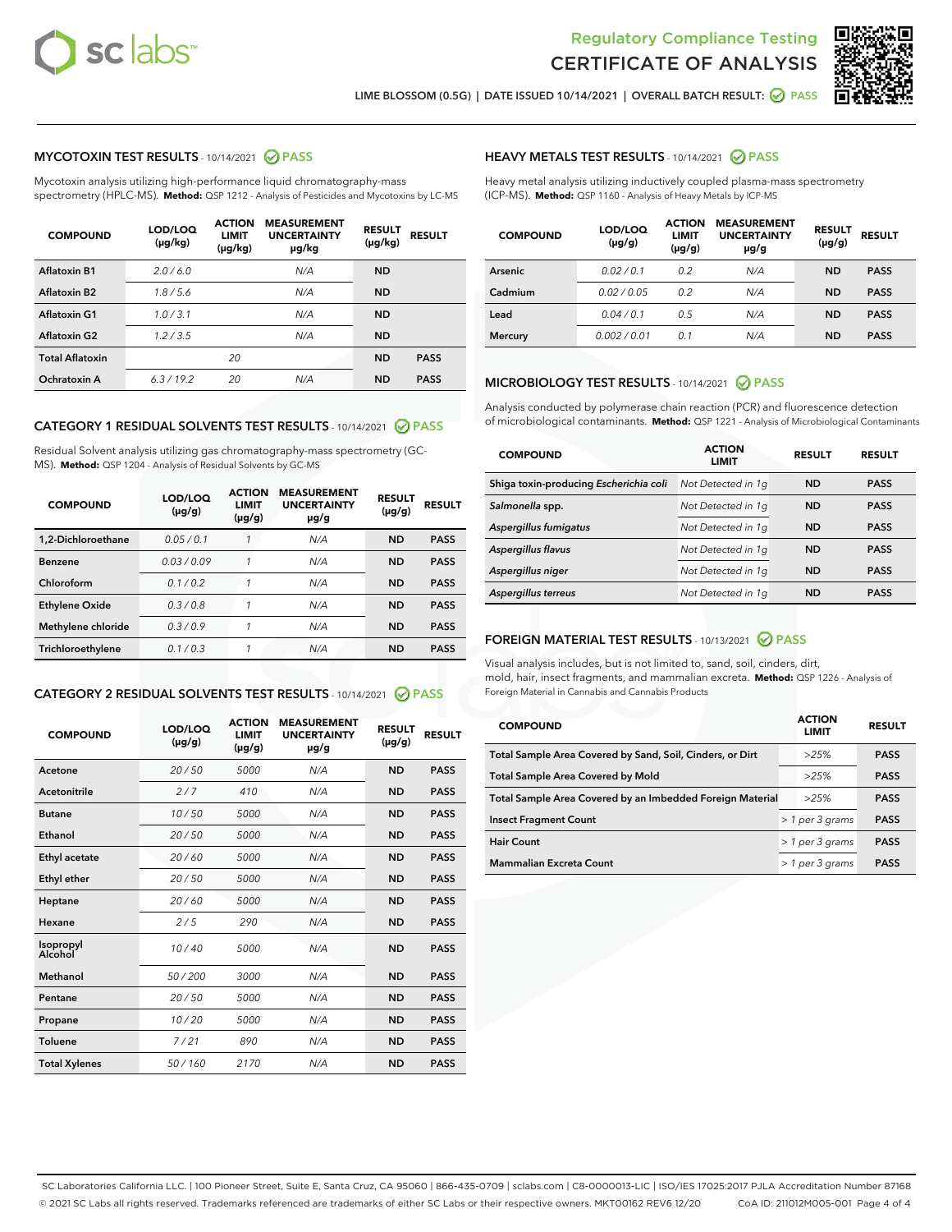Regulatory Compliance Testing
# CERTIFICATE OF ANALYSIS

LIME BLOSSOM (0.5G) | DATE ISSUED 10/14/2021 | OVERALL BATCH RESULT: PASS

## MYCOTOXIN TEST RESULTS - 10/14/2021 PASS

Mycotoxin analysis utilizing high-performance liquid chromatography-mass spectrometry (HPLC-MS). **Method:** QSP 1212 - Analysis of Pesticides and Mycotoxins by LC-MS

| COMPOUND | LOD/LOQ (μg/kg) | ACTION LIMIT (μg/kg) | MEASUREMENT UNCERTAINTY μg/kg | RESULT (μg/kg) | RESULT |
|---|---|---|---|---|---|
| Aflatoxin B1 | 2.0 / 6.0 | | N/A | ND | |
| Aflatoxin B2 | 1.8 / 5.6 | | N/A | ND | |
| Aflatoxin G1 | 1.0 / 3.1 | | N/A | ND | |
| Aflatoxin G2 | 1.2 / 3.5 | | N/A | ND | |
| Total Aflatoxin | | 20 | | ND | PASS |
| Ochratoxin A | 6.3 / 19.2 | 20 | N/A | ND | PASS |

## CATEGORY 1 RESIDUAL SOLVENTS TEST RESULTS - 10/14/2021 PASS

Residual Solvent analysis utilizing gas chromatography-mass spectrometry (GC-MS). **Method:** QSP 1204 - Analysis of Residual Solvents by GC-MS

| COMPOUND | LOD/LOQ (μg/g) | ACTION LIMIT (μg/g) | MEASUREMENT UNCERTAINTY μg/g | RESULT (μg/g) | RESULT |
|---|---|---|---|---|---|
| 1,2-Dichloroethane | 0.05 / 0.1 | 1 | N/A | ND | PASS |
| Benzene | 0.03 / 0.09 | 1 | N/A | ND | PASS |
| Chloroform | 0.1 / 0.2 | 1 | N/A | ND | PASS |
| Ethylene Oxide | 0.3 / 0.8 | 1 | N/A | ND | PASS |
| Methylene chloride | 0.3 / 0.9 | 1 | N/A | ND | PASS |
| Trichloroethylene | 0.1 / 0.3 | 1 | N/A | ND | PASS |

## CATEGORY 2 RESIDUAL SOLVENTS TEST RESULTS - 10/14/2021 PASS

| COMPOUND | LOD/LOQ (μg/g) | ACTION LIMIT (μg/g) | MEASUREMENT UNCERTAINTY μg/g | RESULT (μg/g) | RESULT |
|---|---|---|---|---|---|
| Acetone | 20 / 50 | 5000 | N/A | ND | PASS |
| Acetonitrile | 2 / 7 | 410 | N/A | ND | PASS |
| Butane | 10 / 50 | 5000 | N/A | ND | PASS |
| Ethanol | 20 / 50 | 5000 | N/A | ND | PASS |
| Ethyl acetate | 20 / 60 | 5000 | N/A | ND | PASS |
| Ethyl ether | 20 / 50 | 5000 | N/A | ND | PASS |
| Heptane | 20 / 60 | 5000 | N/A | ND | PASS |
| Hexane | 2 / 5 | 290 | N/A | ND | PASS |
| Isopropyl Alcohol | 10 / 40 | 5000 | N/A | ND | PASS |
| Methanol | 50 / 200 | 3000 | N/A | ND | PASS |
| Pentane | 20 / 50 | 5000 | N/A | ND | PASS |
| Propane | 10 / 20 | 5000 | N/A | ND | PASS |
| Toluene | 7 / 21 | 890 | N/A | ND | PASS |
| Total Xylenes | 50 / 160 | 2170 | N/A | ND | PASS |

## HEAVY METALS TEST RESULTS - 10/14/2021 PASS

Heavy metal analysis utilizing inductively coupled plasma-mass spectrometry (ICP-MS). **Method:** QSP 1160 - Analysis of Heavy Metals by ICP-MS

| COMPOUND | LOD/LOQ (μg/g) | ACTION LIMIT (μg/g) | MEASUREMENT UNCERTAINTY μg/g | RESULT (μg/g) | RESULT |
|---|---|---|---|---|---|
| Arsenic | 0.02 / 0.1 | 0.2 | N/A | ND | PASS |
| Cadmium | 0.02 / 0.05 | 0.2 | N/A | ND | PASS |
| Lead | 0.04 / 0.1 | 0.5 | N/A | ND | PASS |
| Mercury | 0.002 / 0.01 | 0.1 | N/A | ND | PASS |

## MICROBIOLOGY TEST RESULTS - 10/14/2021 PASS

Analysis conducted by polymerase chain reaction (PCR) and fluorescence detection of microbiological contaminants. **Method:** QSP 1221 - Analysis of Microbiological Contaminants

| COMPOUND | ACTION LIMIT | RESULT | RESULT |
|---|---|---|---|
| Shiga toxin-producing *Escherichia coli* | Not Detected in 1g | ND | PASS |
| *Salmonella* spp. | Not Detected in 1g | ND | PASS |
| *Aspergillus fumigatus* | Not Detected in 1g | ND | PASS |
| *Aspergillus flavus* | Not Detected in 1g | ND | PASS |
| *Aspergillus niger* | Not Detected in 1g | ND | PASS |
| *Aspergillus terreus* | Not Detected in 1g | ND | PASS |

## FOREIGN MATERIAL TEST RESULTS - 10/13/2021 PASS

Visual analysis includes, but is not limited to, sand, soil, cinders, dirt, mold, hair, insect fragments, and mammalian excreta. **Method:** QSP 1226 - Analysis of Foreign Material in Cannabis and Cannabis Products

| COMPOUND | ACTION LIMIT | RESULT |
|---|---|---|
| Total Sample Area Covered by Sand, Soil, Cinders, or Dirt | >25% | PASS |
| Total Sample Area Covered by Mold | >25% | PASS |
| Total Sample Area Covered by an Imbedded Foreign Material | >25% | PASS |
| Insect Fragment Count | > 1 per 3 grams | PASS |
| Hair Count | > 1 per 3 grams | PASS |
| Mammalian Excreta Count | > 1 per 3 grams | PASS |

SC Laboratories California LLC. | 100 Pioneer Street, Suite E, Santa Cruz, CA 95060 | 866-435-0709 | sclabs.com | C8-0000013-LIC | ISO/IES 17025:2017 PJLA Accreditation Number 87168
© 2021 SC Labs all rights reserved. Trademarks referenced are trademarks of either SC Labs or their respective owners. MKT00162 REV6 12/20 CoA ID: 211012M005-001